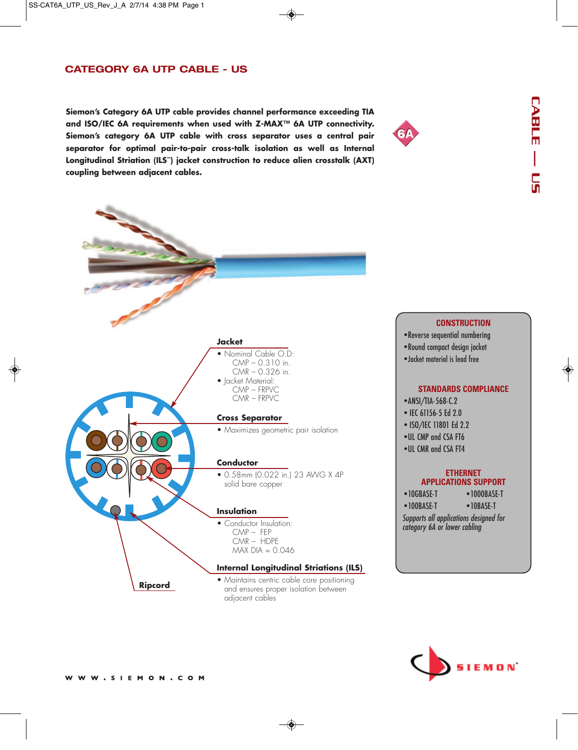# CATEGORY 6A UTP CABLE - US

**Siemon's Category 6A UTP cable provides channel performance exceeding TIA and ISO/IEC 6A requirements when used with Z-MAX™ 6A UTP connectivity. Siemon's category 6A UTP cable with cross separator uses a central pair separator for optimal pair-to-pair cross-talk isolation as well as Internal Longitudinal Striation (ILS™) jacket construction to reduce alien crosstalk (AXT) coupling between adjacent cables.**

### Jacket

- Nominal Cable O.D:
  - CMP – 0.310 in.
  - CMR – 0.326 in.
- Jacket Material:
  - CMP – FRPVC
  - CMR – FRPVC

### Cross Separator

- Maximizes geometric pair isolation

### Conductor

- 0.58mm (0.022 in.) 23 AWG X 4P solid bare copper

### Insulation

- Conductor Insulation:
  - CMP – FEP
  - CMR – HDPE
  - MAX DIA = 0.046

### Internal Longitudinal Striations (ILS)

- Maintains centric cable core positioning and ensures proper isolation between adjacent cables

### Ripcord

## CONSTRUCTION

- Reverse sequential numbering
- Round compact design jacket
- Jacket material is lead free

## STANDARDS COMPLIANCE

- ANSI/TIA-568-C.2
- IEC 61156-5 Ed 2.0
- ISO/IEC 11801 Ed 2.2
- UL CMP and CSA FT6
- UL CMR and CSA FT4

## ETHERNET APPLICATIONS SUPPORT

- 10GBASE-T
- 1000BASE-T
- 100BASE-T
- 10BASE-T

*Supports all applications designed for category 6A or lower cabling*

W W W . S I E M O N . C O M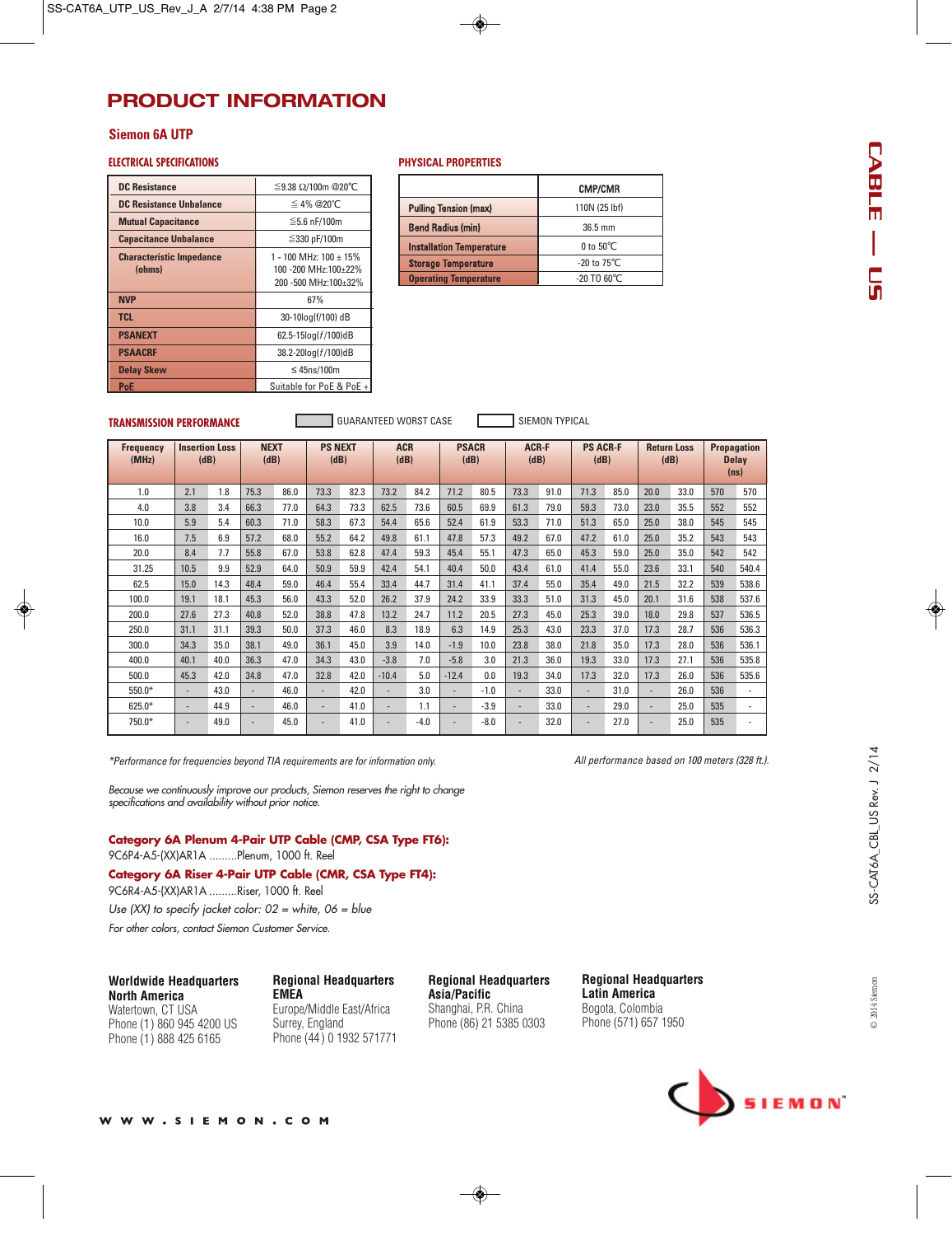# PRODUCT INFORMATION

## Siemon 6A UTP

### ELECTRICAL SPECIFICATIONS

| | |
|---|---|
| DC Resistance | ≤9.38 Ω/100m @20°C |
| DC Resistance Unbalance | ≤ 4% @20°C |
| Mutual Capacitance | ≤5.6 nF/100m |
| Capacitance Unbalance | ≤330 pF/100m |
| Characteristic Impedance (ohms) | 1 - 100 MHz: 100 ± 15%<br>100 -200 MHz:100±22%<br>200 -500 MHz:100±32% |
| NVP | 67% |
| TCL | 30-10log(f/100) dB |
| PSANEXT | 62.5-15log(f/100)dB |
| PSAACRF | 38.2-20log(f/100)dB |
| Delay Skew | ≤ 45ns/100m |
| PoE | Suitable for PoE & PoE + |

### PHYSICAL PROPERTIES

| | CMP/CMR |
|---|---|
| Pulling Tension (max) | 110N (25 lbf) |
| Bend Radius (min) | 36.5 mm |
| Installation Temperature | 0 to 50°C |
| Storage Temperature | -20 to 75°C |
| Operating Temperature | -20 TO 60°C |

### TRANSMISSION PERFORMANCE

GUARANTEED WORST CASE SIEMON TYPICAL

| Frequency (MHz) | Insertion Loss (dB) | | NEXT (dB) | | PS NEXT (dB) | | ACR (dB) | | PSACR (dB) | | ACR-F (dB) | | PS ACR-F (dB) | | Return Loss (dB) | | Propagation Delay (ns) | |
|---|---|---|---|---|---|---|---|---|---|---|---|---|---|---|---|---|---|---|
| 1.0 | 2.1 | 1.8 | 75.3 | 86.0 | 73.3 | 82.3 | 73.2 | 84.2 | 71.2 | 80.5 | 73.3 | 91.0 | 71.3 | 85.0 | 20.0 | 33.0 | 570 | 570 |
| 4.0 | 3.8 | 3.4 | 66.3 | 77.0 | 64.3 | 73.3 | 62.5 | 73.6 | 60.5 | 69.9 | 61.3 | 79.0 | 59.3 | 73.0 | 23.0 | 35.5 | 552 | 552 |
| 10.0 | 5.9 | 5.4 | 60.3 | 71.0 | 58.3 | 67.3 | 54.4 | 65.6 | 52.4 | 61.9 | 53.3 | 71.0 | 51.3 | 65.0 | 25.0 | 38.0 | 545 | 545 |
| 16.0 | 7.5 | 6.9 | 57.2 | 68.0 | 55.2 | 64.2 | 49.8 | 61.1 | 47.8 | 57.3 | 49.2 | 67.0 | 47.2 | 61.0 | 25.0 | 35.2 | 543 | 543 |
| 20.0 | 8.4 | 7.7 | 55.8 | 67.0 | 53.8 | 62.8 | 47.4 | 59.3 | 45.4 | 55.1 | 47.3 | 65.0 | 45.3 | 59.0 | 25.0 | 35.0 | 542 | 542 |
| 31.25 | 10.5 | 9.9 | 52.9 | 64.0 | 50.9 | 59.9 | 42.4 | 54.1 | 40.4 | 50.0 | 43.4 | 61.0 | 41.4 | 55.0 | 23.6 | 33.1 | 540 | 540.4 |
| 62.5 | 15.0 | 14.3 | 48.4 | 59.0 | 46.4 | 55.4 | 33.4 | 44.7 | 31.4 | 41.1 | 37.4 | 55.0 | 35.4 | 49.0 | 21.5 | 32.2 | 539 | 538.6 |
| 100.0 | 19.1 | 18.1 | 45.3 | 56.0 | 43.3 | 52.0 | 26.2 | 37.9 | 24.2 | 33.9 | 33.3 | 51.0 | 31.3 | 45.0 | 20.1 | 31.6 | 538 | 537.6 |
| 200.0 | 27.6 | 27.3 | 40.8 | 52.0 | 38.8 | 47.8 | 13.2 | 24.7 | 11.2 | 20.5 | 27.3 | 45.0 | 25.3 | 39.0 | 18.0 | 29.8 | 537 | 536.5 |
| 250.0 | 31.1 | 31.1 | 39.3 | 50.0 | 37.3 | 46.0 | 8.3 | 18.9 | 6.3 | 14.9 | 25.3 | 43.0 | 23.3 | 37.0 | 17.3 | 28.7 | 536 | 536.3 |
| 300.0 | 34.3 | 35.0 | 38.1 | 49.0 | 36.1 | 45.0 | 3.9 | 14.0 | -1.9 | 10.0 | 23.8 | 38.0 | 21.8 | 35.0 | 17.3 | 28.0 | 536 | 536.1 |
| 400.0 | 40.1 | 40.0 | 36.3 | 47.0 | 34.3 | 43.0 | -3.8 | 7.0 | -5.8 | 3.0 | 21.3 | 36.0 | 19.3 | 33.0 | 17.3 | 27.1 | 536 | 535.8 |
| 500.0 | 45.3 | 42.0 | 34.8 | 47.0 | 32.8 | 42.0 | -10.4 | 5.0 | -12.4 | 0.0 | 19.3 | 34.0 | 17.3 | 32.0 | 17.3 | 26.0 | 536 | 535.6 |
| 550.0* | - | 43.0 | - | 46.0 | - | 42.0 | - | 3.0 | - | -1.0 | - | 33.0 | - | 31.0 | - | 26.0 | 536 | - |
| 625.0* | - | 44.9 | - | 46.0 | - | 41.0 | - | 1.1 | - | -3.9 | - | 33.0 | - | 29.0 | - | 25.0 | 535 | - |
| 750.0* | - | 49.0 | - | 45.0 | - | 41.0 | - | -4.0 | - | -8.0 | - | 32.0 | - | 27.0 | - | 25.0 | 535 | - |

*\*Performance for frequencies beyond TIA requirements are for information only.*

*All performance based on 100 meters (328 ft.).*

*Because we continuously improve our products, Siemon reserves the right to change specifications and availability without prior notice.*

**Category 6A Plenum 4-Pair UTP Cable (CMP, CSA Type FT6):**
9C6P4-A5-(XX)AR1A .........Plenum, 1000 ft. Reel

**Category 6A Riser 4-Pair UTP Cable (CMR, CSA Type FT4):**
9C6R4-A5-(XX)AR1A .........Riser, 1000 ft. Reel

*Use (XX) to specify jacket color: 02 = white, 06 = blue*

*For other colors, contact Siemon Customer Service.*

**Worldwide Headquarters North America**
Watertown, CT USA
Phone (1) 860 945 4200 US
Phone (1) 888 425 6165

**Regional Headquarters EMEA**
Europe/Middle East/Africa
Surrey, England
Phone (44 ) 0 1932 571771

**Regional Headquarters Asia/Pacific**
Shanghai, P.R. China
Phone (86) 21 5385 0303

**Regional Headquarters Latin America**
Bogota, Colombia
Phone (571) 657 1950

CABLE — US

SS-CAT6A_CBL_US Rev. J 2/14

© 2014 Siemon

SIEMON

W W W . S I E M O N . C O M